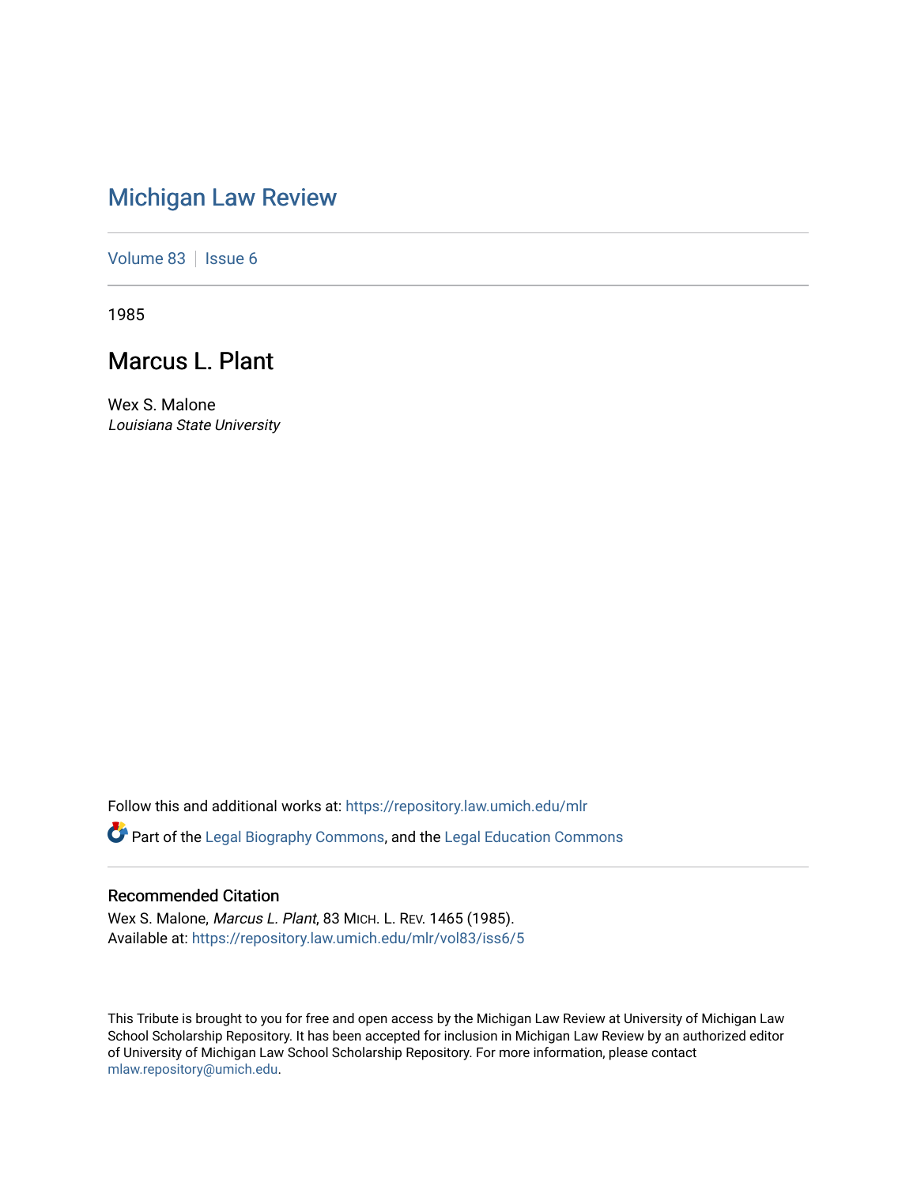# Michigan Law Review

Volume 83 | Issue 6

1985

## Marcus L. Plant

Wex S. Malone
*Louisiana State University*

Follow this and additional works at: https://repository.law.umich.edu/mlr

Part of the Legal Biography Commons, and the Legal Education Commons

### Recommended Citation

Wex S. Malone, *Marcus L. Plant*, 83 MICH. L. REV. 1465 (1985).
Available at: https://repository.law.umich.edu/mlr/vol83/iss6/5

This Tribute is brought to you for free and open access by the Michigan Law Review at University of Michigan Law School Scholarship Repository. It has been accepted for inclusion in Michigan Law Review by an authorized editor of University of Michigan Law School Scholarship Repository. For more information, please contact mlaw.repository@umich.edu.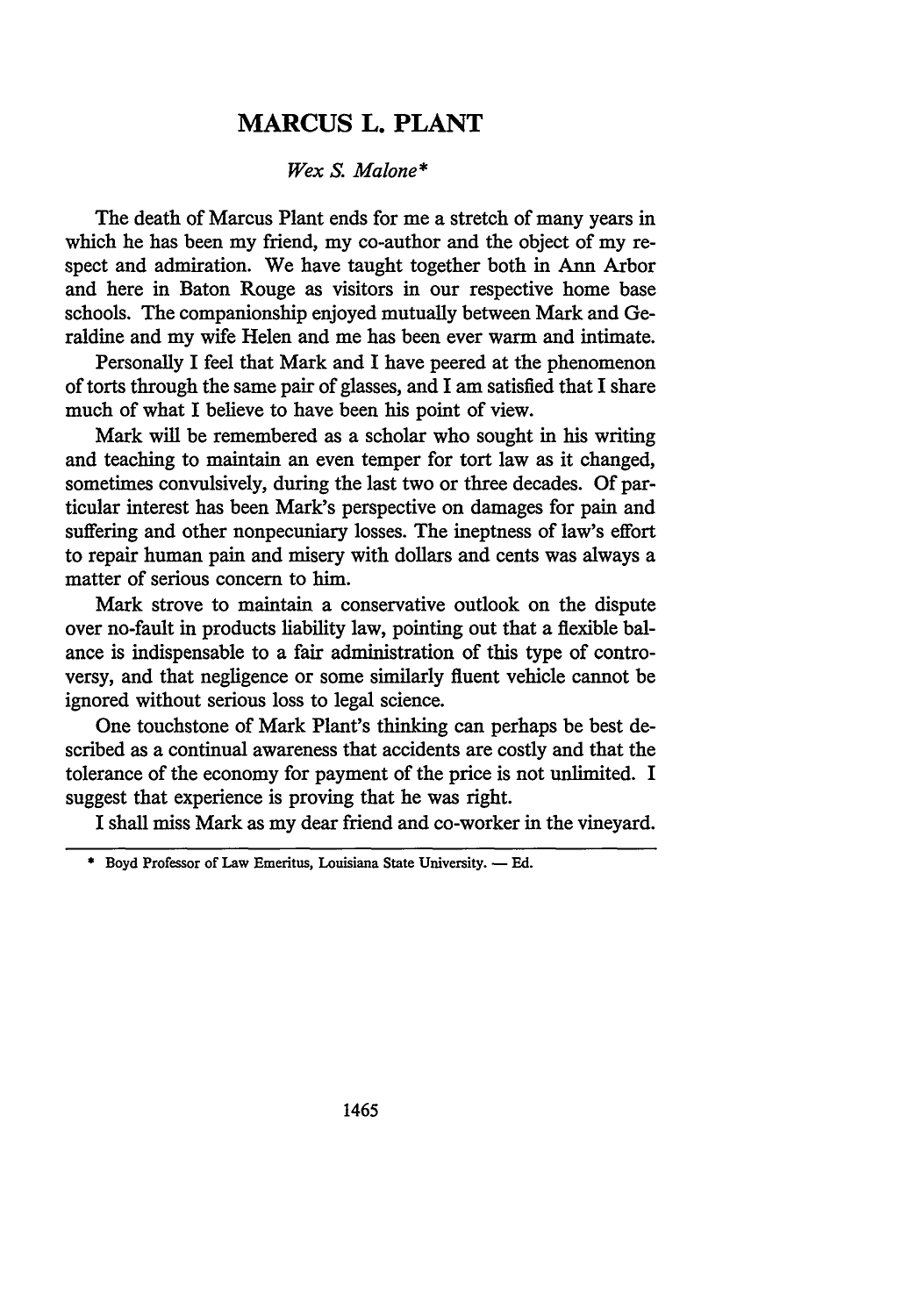# MARCUS L. PLANT

*Wex S. Malone**

The death of Marcus Plant ends for me a stretch of many years in which he has been my friend, my co-author and the object of my respect and admiration. We have taught together both in Ann Arbor and here in Baton Rouge as visitors in our respective home base schools. The companionship enjoyed mutually between Mark and Geraldine and my wife Helen and me has been ever warm and intimate.

Personally I feel that Mark and I have peered at the phenomenon of torts through the same pair of glasses, and I am satisfied that I share much of what I believe to have been his point of view.

Mark will be remembered as a scholar who sought in his writing and teaching to maintain an even temper for tort law as it changed, sometimes convulsively, during the last two or three decades. Of particular interest has been Mark's perspective on damages for pain and suffering and other nonpecuniary losses. The ineptness of law's effort to repair human pain and misery with dollars and cents was always a matter of serious concern to him.

Mark strove to maintain a conservative outlook on the dispute over no-fault in products liability law, pointing out that a flexible balance is indispensable to a fair administration of this type of controversy, and that negligence or some similarly fluent vehicle cannot be ignored without serious loss to legal science.

One touchstone of Mark Plant's thinking can perhaps be best described as a continual awareness that accidents are costly and that the tolerance of the economy for payment of the price is not unlimited. I suggest that experience is proving that he was right.

I shall miss Mark as my dear friend and co-worker in the vineyard.

---

\* Boyd Professor of Law Emeritus, Louisiana State University. — Ed.